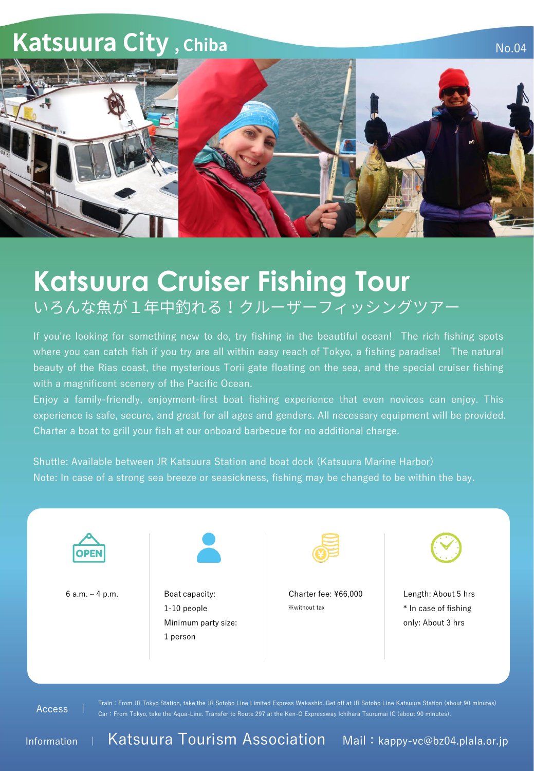# Katsuura City , Chiba

No.04

## Katsuura Cruiser Fishing Tour

いろんな魚が１年中釣れる！クルーザーフィッシングツアー

If you're looking for something new to do, try fishing in the beautiful ocean! The rich fishing spots where you can catch fish if you try are all within easy reach of Tokyo, a fishing paradise! The natural beauty of the Rias coast, the mysterious Torii gate floating on the sea, and the special cruiser fishing with a magnificent scenery of the Pacific Ocean.

Enjoy a family-friendly, enjoyment-first boat fishing experience that even novices can enjoy. This experience is safe, secure, and great for all ages and genders. All necessary equipment will be provided. Charter a boat to grill your fish at our onboard barbecue for no additional charge.

Shuttle: Available between JR Katsuura Station and boat dock (Katsuura Marine Harbor)

Note: In case of a strong sea breeze or seasickness, fishing may be changed to be within the bay.

| OPEN | | | |
|---|---|---|---|
| 6 a.m. – 4 p.m. | Boat capacity: 1-10 people<br>Minimum party size: 1 person | Charter fee: ¥66,000<br>※without tax | Length: About 5 hrs<br>* In case of fishing only: About 3 hrs |

Access | Train：From JR Tokyo Station, take the JR Sotobo Line Limited Express Wakashio. Get off at JR Sotobo Line Katsuura Station (about 90 minutes)
Car：From Tokyo, take the Aqua-Line. Transfer to Route 297 at the Ken-O Expressway Ichihara Tsurumai IC (about 90 minutes).

Information | Katsuura Tourism Association Mail：kappy-vc@bz04.plala.or.jp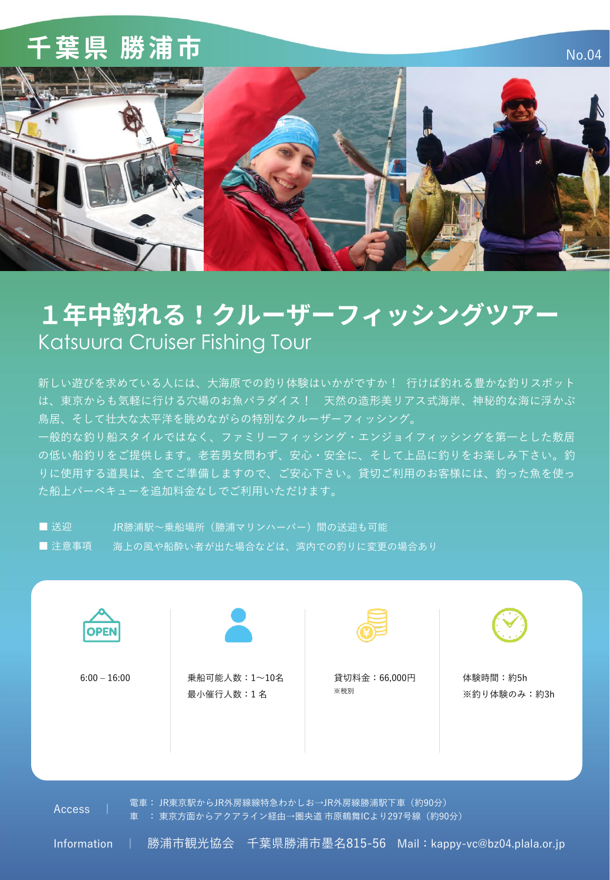# 千葉県 勝浦市

No.04

## １年中釣れる！クルーザーフィッシングツアー

### Katsuura Cruiser Fishing Tour

新しい遊びを求めている人には、大海原での釣り体験はいかがですか！ 行けば釣れる豊かな釣りスポットは、東京からも気軽に行ける穴場のお魚パラダイス！ 天然の造形美リアス式海岸、神秘的な海に浮かぶ鳥居、そして壮大な太平洋を眺めながらの特別なクルーザーフィッシング。

一般的な釣り船スタイルではなく、ファミリーフィッシング・エンジョイフィッシングを第一とした敷居の低い船釣りをご提供します。老若男女問わず、安心・安全に、そして上品に釣りをお楽しみ下さい。釣りに使用する道具は、全てご準備しますので、ご安心下さい。貸切ご利用のお客様には、釣った魚を使った船上バーベキューを追加料金なしでご利用いただけます。

- ■ 送迎　JR勝浦駅～乗船場所（勝浦マリンハーバー）間の送迎も可能
- ■ 注意事項　海上の風や船酔い者が出た場合などは、湾内での釣りに変更の場合あり

| | | | |
|---|---|---|---|
| 6:00 – 16:00 | 乗船可能人数：1～10名<br>最小催行人数：1 名 | 貸切料金：66,000円<br>※税別 | 体験時間：約5h<br>※釣り体験のみ：約3h |

Access ｜ 電車： JR東京駅からJR外房線線特急わかしお→JR外房線勝浦駅下車（約90分）
車　： 東京方面からアクアライン経由→圏央道 市原鶴舞ICより297号線（約90分）

Information ｜ 勝浦市観光協会　千葉県勝浦市墨名815-56　Mail：kappy-vc@bz04.plala.or.jp